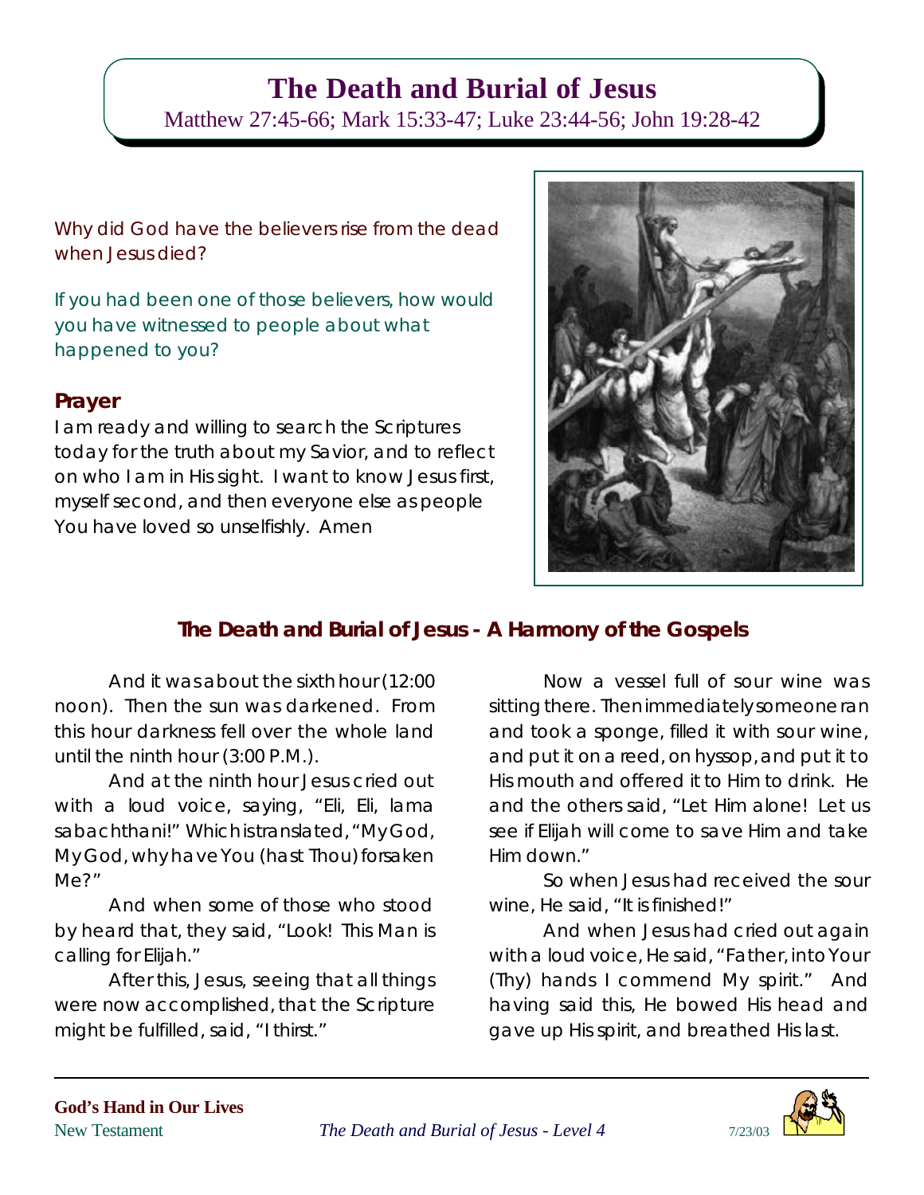# The Death and Burial of Jesus

Matthew 27:45-66; Mark 15:33-47; Luke 23:44-56; John 19:28-42

Why did God have the believers rise from the dead when Jesus died?

If you had been one of those believers, how would you have witnessed to people about what happened to you?

## Prayer

I am ready and willing to search the Scriptures today for the truth about my Savior, and to reflect on who I am in His sight. I want to know Jesus first, myself second, and then everyone else as people You have loved so unselfishly. Amen

## The Death and Burial of Jesus - A Harmony of the Gospels

And it was about the sixth hour (12:00 noon). Then the sun was darkened. From this hour darkness fell over the whole land until the ninth hour (3:00 P.M.).

And at the ninth hour Jesus cried out with a loud voice, saying, "Eli, Eli, lama sabachthani!" Which is translated, "My God, My God, why have You (hast Thou) forsaken Me?"

And when some of those who stood by heard that, they said, "Look! This Man is calling for Elijah."

After this, Jesus, seeing that all things were now accomplished, that the Scripture might be fulfilled, said, "I thirst."

Now a vessel full of sour wine was sitting there. Then immediately someone ran and took a sponge, filled it with sour wine, and put it on a reed, on hyssop, and put it to His mouth and offered it to Him to drink. He and the others said, "Let Him alone! Let us see if Elijah will come to save Him and take Him down."

So when Jesus had received the sour wine, He said, "It is finished!"

And when Jesus had cried out again with a loud voice, He said, "Father, into Your (Thy) hands I commend My spirit." And having said this, He bowed His head and gave up His spirit, and breathed His last.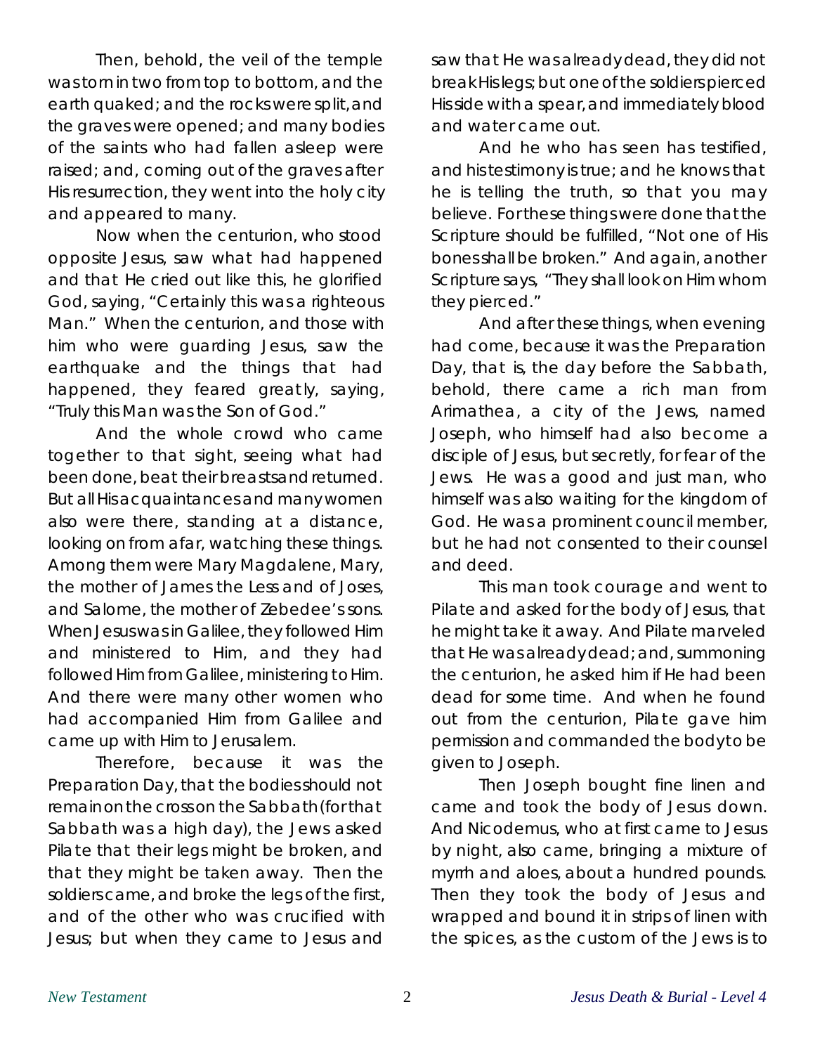Then, behold, the veil of the temple was torn in two from top to bottom, and the earth quaked; and the rocks were split, and the graves were opened; and many bodies of the saints who had fallen asleep were raised; and, coming out of the graves after His resurrection, they went into the holy city and appeared to many.

Now when the centurion, who stood opposite Jesus, saw what had happened and that He cried out like this, he glorified God, saying, "Certainly this was a righteous Man." When the centurion, and those with him who were guarding Jesus, saw the earthquake and the things that had happened, they feared greatly, saying, "Truly this Man was the Son of God."

And the whole crowd who came together to that sight, seeing what had been done, beat their breasts and returned. But all His acquaintances and many women also were there, standing at a distance, looking on from afar, watching these things. Among them were Mary Magdalene, Mary, the mother of James the Less and of Joses, and Salome, the mother of Zebedee's sons. When Jesus was in Galilee, they followed Him and ministered to Him, and they had followed Him from Galilee, ministering to Him. And there were many other women who had accompanied Him from Galilee and came up with Him to Jerusalem.

Therefore, because it was the Preparation Day, that the bodies should not remain on the cross on the Sabbath (for that Sabbath was a high day), the Jews asked Pilate that their legs might be broken, and that they might be taken away. Then the soldiers came, and broke the legs of the first, and of the other who was crucified with Jesus; but when they came to Jesus and saw that He was already dead, they did not break His legs; but one of the soldiers pierced His side with a spear, and immediately blood and water came out.

And he who has seen has testified, and his testimony is true; and he knows that he is telling the truth, so that you may believe. For these things were done that the Scripture should be fulfilled, "Not one of His bones shall be broken." And again, another Scripture says, "They shall look on Him whom they pierced."

And after these things, when evening had come, because it was the Preparation Day, that is, the day before the Sabbath, behold, there came a rich man from Arimathea, a city of the Jews, named Joseph, who himself had also become a disciple of Jesus, but secretly, for fear of the Jews. He was a good and just man, who himself was also waiting for the kingdom of God. He was a prominent council member, but he had not consented to their counsel and deed.

This man took courage and went to Pilate and asked for the body of Jesus, that he might take it away. And Pilate marveled that He was already dead; and, summoning the centurion, he asked him if He had been dead for some time. And when he found out from the centurion, Pilate gave him permission and commanded the body to be given to Joseph.

Then Joseph bought fine linen and came and took the body of Jesus down. And Nicodemus, who at first came to Jesus by night, also came, bringing a mixture of myrrh and aloes, about a hundred pounds. Then they took the body of Jesus and wrapped and bound it in strips of linen with the spices, as the custom of the Jews is to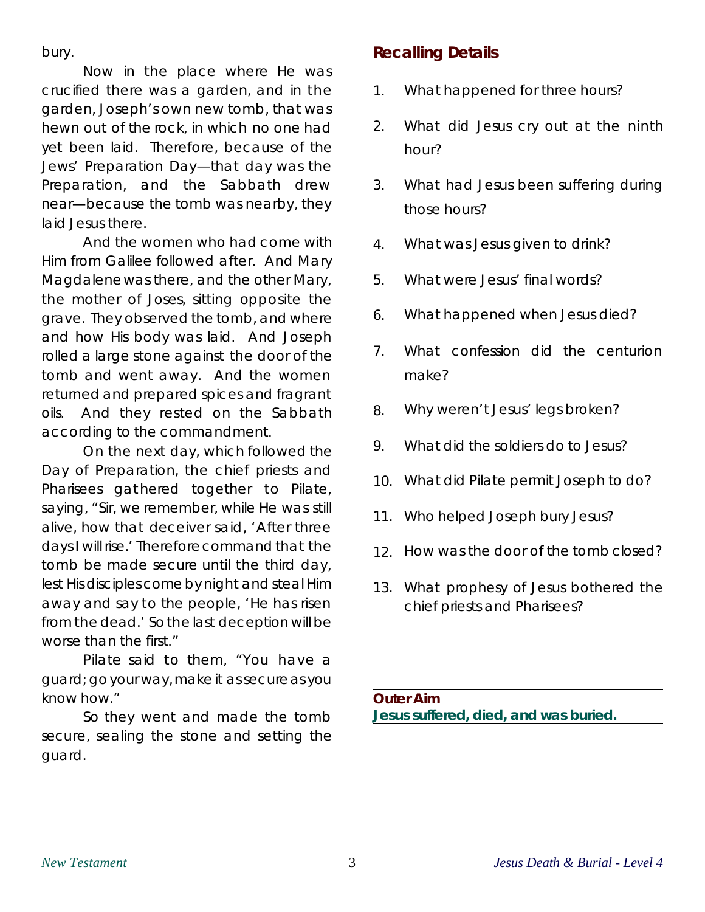bury.

Now in the place where He was crucified there was a garden, and in the garden, Joseph's own new tomb, that was hewn out of the rock, in which no one had yet been laid. Therefore, because of the Jews' Preparation Day—that day was the Preparation, and the Sabbath drew near—because the tomb was nearby, they laid Jesus there.

And the women who had come with Him from Galilee followed after. And Mary Magdalene was there, and the other Mary, the mother of Joses, sitting opposite the grave. They observed the tomb, and where and how His body was laid. And Joseph rolled a large stone against the door of the tomb and went away. And the women returned and prepared spices and fragrant oils. And they rested on the Sabbath according to the commandment.

On the next day, which followed the Day of Preparation, the chief priests and Pharisees gathered together to Pilate, saying, "Sir, we remember, while He was still alive, how that deceiver said, 'After three days I will rise.' Therefore command that the tomb be made secure until the third day, lest His disciples come by night and steal Him away and say to the people, 'He has risen from the dead.' So the last deception will be worse than the first."

Pilate said to them, "You have a guard; go your way, make it as secure as you know how."

So they went and made the tomb secure, sealing the stone and setting the guard.

## Recalling Details

1. What happened for three hours?
2. What did Jesus cry out at the ninth hour?
3. What had Jesus been suffering during those hours?
4. What was Jesus given to drink?
5. What were Jesus' final words?
6. What happened when Jesus died?
7. What confession did the centurion make?
8. Why weren't Jesus' legs broken?
9. What did the soldiers do to Jesus?
10. What did Pilate permit Joseph to do?
11. Who helped Joseph bury Jesus?
12. How was the door of the tomb closed?
13. What prophesy of Jesus bothered the chief priests and Pharisees?

**Outer Aim**
**Jesus suffered, died, and was buried.**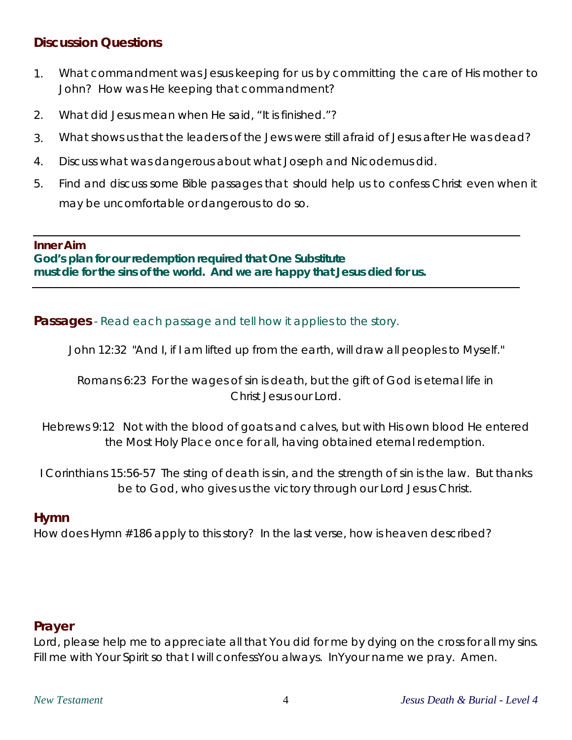## Discussion Questions

1. What commandment was Jesus keeping for us by committing the care of His mother to John? How was He keeping that commandment?
2. What did Jesus mean when He said, "It is finished."?
3. What shows us that the leaders of the Jews were still afraid of Jesus after He was dead?
4. Discuss what was dangerous about what Joseph and Nicodemus did.
5. Find and discuss some Bible passages that should help us to confess Christ even when it may be uncomfortable or dangerous to do so.

---

**Inner Aim**
**God's plan for our redemption required that One Substitute must die for the sins of the world. And we are happy that Jesus died for us.**

---

## Passages - Read each passage and tell how it applies to the story.

John 12:32 "And I, if I am lifted up from the earth, will draw all peoples to Myself."

Romans 6:23 For the wages of sin is death, but the gift of God is eternal life in Christ Jesus our Lord.

Hebrews 9:12 Not with the blood of goats and calves, but with His own blood He entered the Most Holy Place once for all, having obtained eternal redemption.

I Corinthians 15:56-57 The sting of death is sin, and the strength of sin is the law. But thanks be to God, who gives us the victory through our Lord Jesus Christ.

## Hymn

How does Hymn #186 apply to this story? In the last verse, how is heaven described?

## Prayer

Lord, please help me to appreciate all that You did for me by dying on the cross for all my sins. Fill me with Your Spirit so that I will confessYou always. InYyour name we pray. Amen.